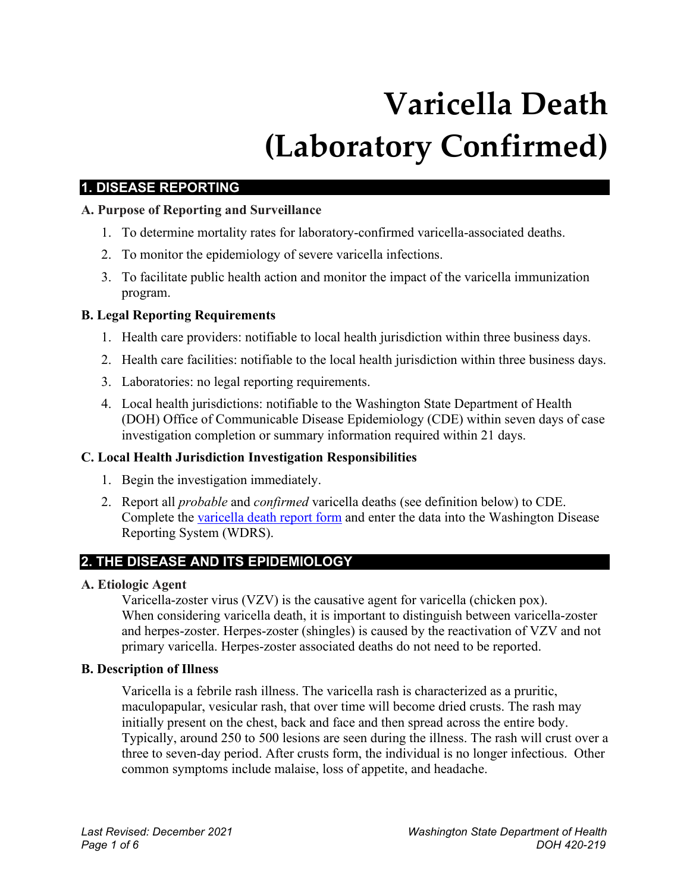# Varicella Death (Laboratory Confirmed)

## 1. DISEASE REPORTING

### A. Purpose of Reporting and Surveillance

1. To determine mortality rates for laboratory-confirmed varicella-associated deaths.
2. To monitor the epidemiology of severe varicella infections.
3. To facilitate public health action and monitor the impact of the varicella immunization program.

### B. Legal Reporting Requirements

1. Health care providers: notifiable to local health jurisdiction within three business days.
2. Health care facilities: notifiable to the local health jurisdiction within three business days.
3. Laboratories: no legal reporting requirements.
4. Local health jurisdictions: notifiable to the Washington State Department of Health (DOH) Office of Communicable Disease Epidemiology (CDE) within seven days of case investigation completion or summary information required within 21 days.

### C. Local Health Jurisdiction Investigation Responsibilities

1. Begin the investigation immediately.
2. Report all *probable* and *confirmed* varicella deaths (see definition below) to CDE. Complete the varicella death report form and enter the data into the Washington Disease Reporting System (WDRS).

## 2. THE DISEASE AND ITS EPIDEMIOLOGY

### A. Etiologic Agent

Varicella-zoster virus (VZV) is the causative agent for varicella (chicken pox). When considering varicella death, it is important to distinguish between varicella-zoster and herpes-zoster. Herpes-zoster (shingles) is caused by the reactivation of VZV and not primary varicella. Herpes-zoster associated deaths do not need to be reported.

### B. Description of Illness

Varicella is a febrile rash illness. The varicella rash is characterized as a pruritic, maculopapular, vesicular rash, that over time will become dried crusts. The rash may initially present on the chest, back and face and then spread across the entire body. Typically, around 250 to 500 lesions are seen during the illness. The rash will crust over a three to seven-day period. After crusts form, the individual is no longer infectious. Other common symptoms include malaise, loss of appetite, and headache.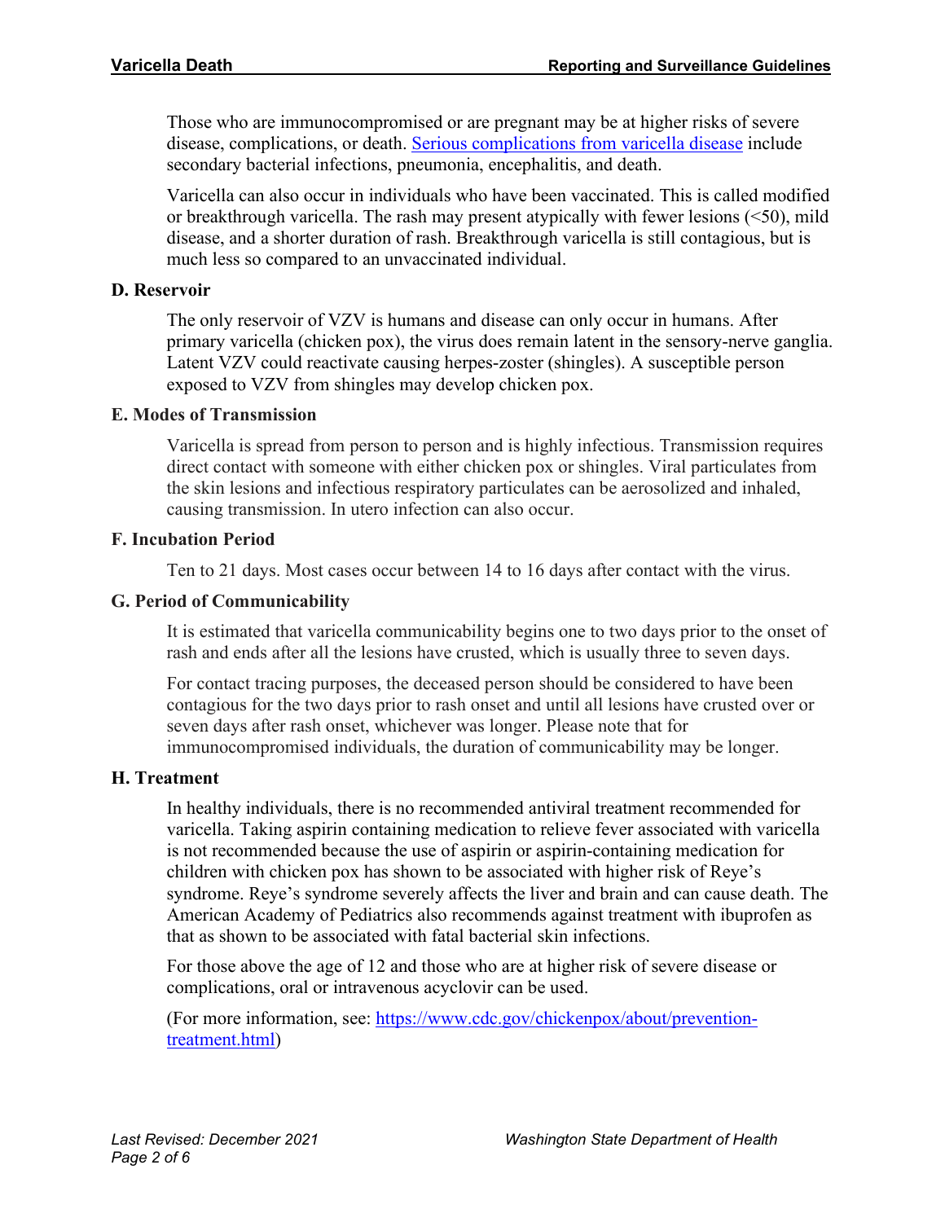Those who are immunocompromised or are pregnant may be at higher risks of severe disease, complications, or death. [Serious complications from varicella disease](#) include secondary bacterial infections, pneumonia, encephalitis, and death.

Varicella can also occur in individuals who have been vaccinated. This is called modified or breakthrough varicella. The rash may present atypically with fewer lesions (<50), mild disease, and a shorter duration of rash. Breakthrough varicella is still contagious, but is much less so compared to an unvaccinated individual.

### D. Reservoir

The only reservoir of VZV is humans and disease can only occur in humans. After primary varicella (chicken pox), the virus does remain latent in the sensory-nerve ganglia. Latent VZV could reactivate causing herpes-zoster (shingles). A susceptible person exposed to VZV from shingles may develop chicken pox.

### E. Modes of Transmission

Varicella is spread from person to person and is highly infectious. Transmission requires direct contact with someone with either chicken pox or shingles. Viral particulates from the skin lesions and infectious respiratory particulates can be aerosolized and inhaled, causing transmission. In utero infection can also occur.

### F. Incubation Period

Ten to 21 days. Most cases occur between 14 to 16 days after contact with the virus.

### G. Period of Communicability

It is estimated that varicella communicability begins one to two days prior to the onset of rash and ends after all the lesions have crusted, which is usually three to seven days.

For contact tracing purposes, the deceased person should be considered to have been contagious for the two days prior to rash onset and until all lesions have crusted over or seven days after rash onset, whichever was longer. Please note that for immunocompromised individuals, the duration of communicability may be longer.

### H. Treatment

In healthy individuals, there is no recommended antiviral treatment recommended for varicella. Taking aspirin containing medication to relieve fever associated with varicella is not recommended because the use of aspirin or aspirin-containing medication for children with chicken pox has shown to be associated with higher risk of Reye's syndrome. Reye's syndrome severely affects the liver and brain and can cause death. The American Academy of Pediatrics also recommends against treatment with ibuprofen as that as shown to be associated with fatal bacterial skin infections.

For those above the age of 12 and those who are at higher risk of severe disease or complications, oral or intravenous acyclovir can be used.

(For more information, see: [https://www.cdc.gov/chickenpox/about/prevention-treatment.html](https://www.cdc.gov/chickenpox/about/prevention-treatment.html))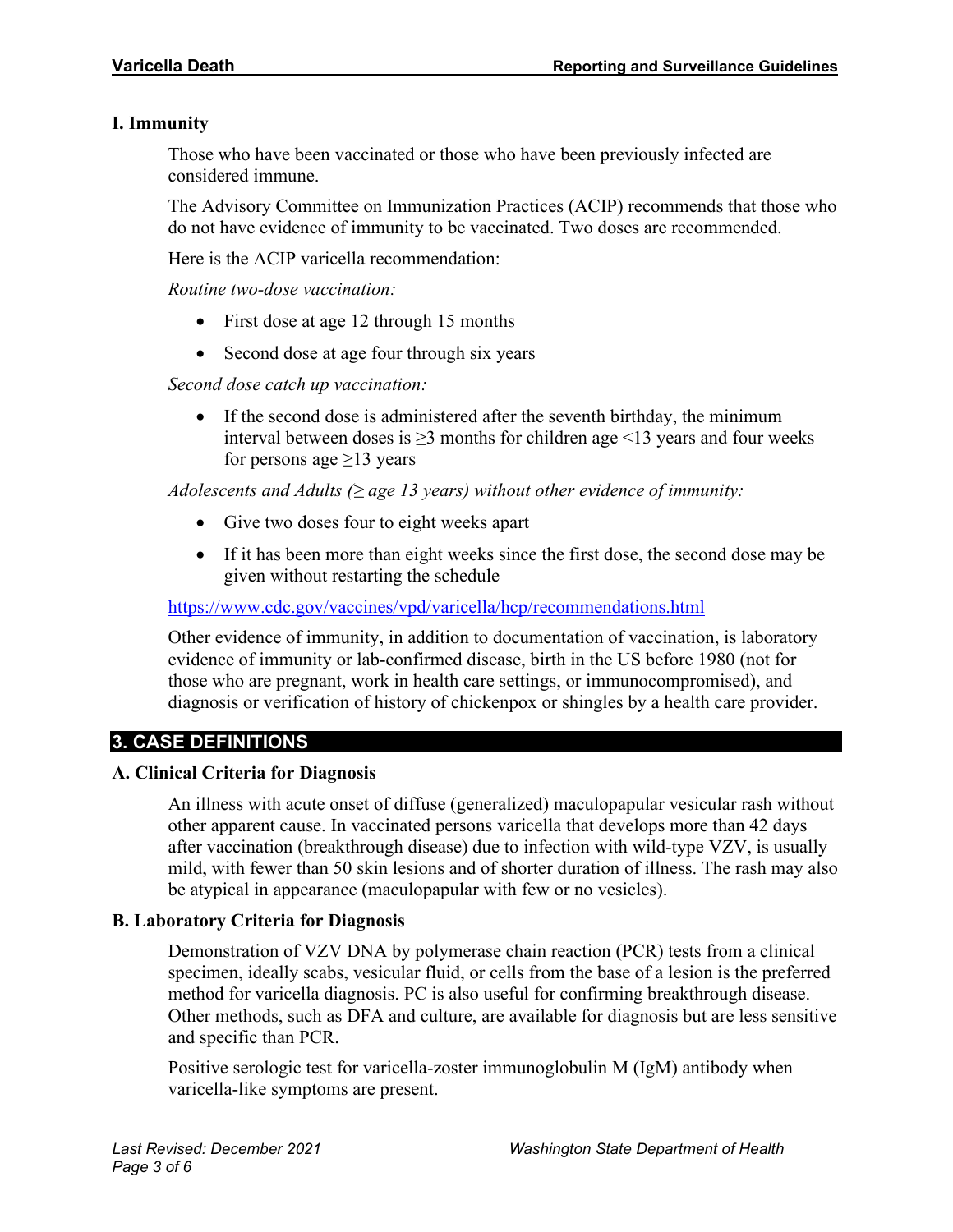### I. Immunity

Those who have been vaccinated or those who have been previously infected are considered immune.

The Advisory Committee on Immunization Practices (ACIP) recommends that those who do not have evidence of immunity to be vaccinated. Two doses are recommended.

Here is the ACIP varicella recommendation:

*Routine two-dose vaccination:*

- First dose at age 12 through 15 months
- Second dose at age four through six years

*Second dose catch up vaccination:*

- If the second dose is administered after the seventh birthday, the minimum interval between doses is ≥3 months for children age <13 years and four weeks for persons age ≥13 years

*Adolescents and Adults (≥ age 13 years) without other evidence of immunity:*

- Give two doses four to eight weeks apart
- If it has been more than eight weeks since the first dose, the second dose may be given without restarting the schedule

https://www.cdc.gov/vaccines/vpd/varicella/hcp/recommendations.html

Other evidence of immunity, in addition to documentation of vaccination, is laboratory evidence of immunity or lab-confirmed disease, birth in the US before 1980 (not for those who are pregnant, work in health care settings, or immunocompromised), and diagnosis or verification of history of chickenpox or shingles by a health care provider.

## 3. CASE DEFINITIONS

### A. Clinical Criteria for Diagnosis

An illness with acute onset of diffuse (generalized) maculopapular vesicular rash without other apparent cause. In vaccinated persons varicella that develops more than 42 days after vaccination (breakthrough disease) due to infection with wild-type VZV, is usually mild, with fewer than 50 skin lesions and of shorter duration of illness. The rash may also be atypical in appearance (maculopapular with few or no vesicles).

### B. Laboratory Criteria for Diagnosis

Demonstration of VZV DNA by polymerase chain reaction (PCR) tests from a clinical specimen, ideally scabs, vesicular fluid, or cells from the base of a lesion is the preferred method for varicella diagnosis. PC is also useful for confirming breakthrough disease. Other methods, such as DFA and culture, are available for diagnosis but are less sensitive and specific than PCR.

Positive serologic test for varicella-zoster immunoglobulin M (IgM) antibody when varicella-like symptoms are present.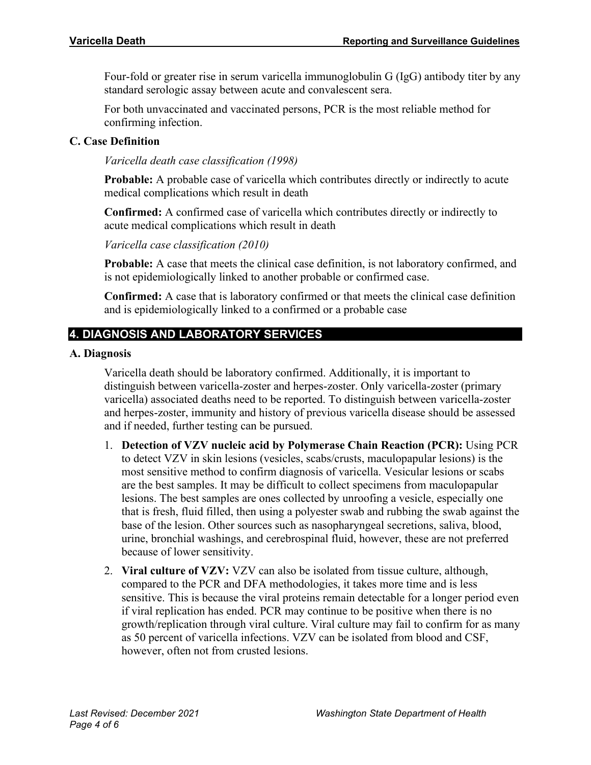Four-fold or greater rise in serum varicella immunoglobulin G (IgG) antibody titer by any standard serologic assay between acute and convalescent sera.

For both unvaccinated and vaccinated persons, PCR is the most reliable method for confirming infection.

### C. Case Definition

*Varicella death case classification (1998)*

**Probable:** A probable case of varicella which contributes directly or indirectly to acute medical complications which result in death

**Confirmed:** A confirmed case of varicella which contributes directly or indirectly to acute medical complications which result in death

*Varicella case classification (2010)*

**Probable:** A case that meets the clinical case definition, is not laboratory confirmed, and is not epidemiologically linked to another probable or confirmed case.

**Confirmed:** A case that is laboratory confirmed or that meets the clinical case definition and is epidemiologically linked to a confirmed or a probable case

## 4. DIAGNOSIS AND LABORATORY SERVICES

### A. Diagnosis

Varicella death should be laboratory confirmed. Additionally, it is important to distinguish between varicella-zoster and herpes-zoster. Only varicella-zoster (primary varicella) associated deaths need to be reported. To distinguish between varicella-zoster and herpes-zoster, immunity and history of previous varicella disease should be assessed and if needed, further testing can be pursued.

1. **Detection of VZV nucleic acid by Polymerase Chain Reaction (PCR):** Using PCR to detect VZV in skin lesions (vesicles, scabs/crusts, maculopapular lesions) is the most sensitive method to confirm diagnosis of varicella. Vesicular lesions or scabs are the best samples. It may be difficult to collect specimens from maculopapular lesions. The best samples are ones collected by unroofing a vesicle, especially one that is fresh, fluid filled, then using a polyester swab and rubbing the swab against the base of the lesion. Other sources such as nasopharyngeal secretions, saliva, blood, urine, bronchial washings, and cerebrospinal fluid, however, these are not preferred because of lower sensitivity.
2. **Viral culture of VZV:** VZV can also be isolated from tissue culture, although, compared to the PCR and DFA methodologies, it takes more time and is less sensitive. This is because the viral proteins remain detectable for a longer period even if viral replication has ended. PCR may continue to be positive when there is no growth/replication through viral culture. Viral culture may fail to confirm for as many as 50 percent of varicella infections. VZV can be isolated from blood and CSF, however, often not from crusted lesions.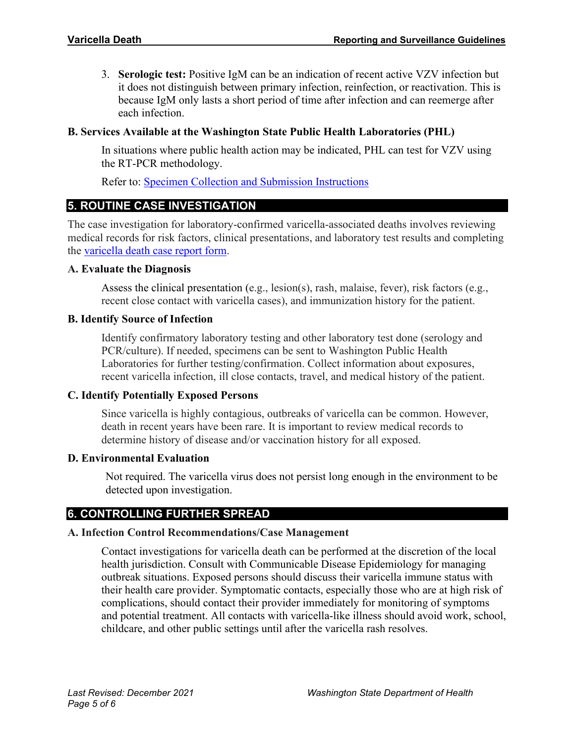3. **Serologic test:** Positive IgM can be an indication of recent active VZV infection but it does not distinguish between primary infection, reinfection, or reactivation. This is because IgM only lasts a short period of time after infection and can reemerge after each infection.

### B. Services Available at the Washington State Public Health Laboratories (PHL)

In situations where public health action may be indicated, PHL can test for VZV using the RT-PCR methodology.

Refer to: [Specimen Collection and Submission Instructions]()

## 5. ROUTINE CASE INVESTIGATION

The case investigation for laboratory-confirmed varicella-associated deaths involves reviewing medical records for risk factors, clinical presentations, and laboratory test results and completing the [varicella death case report form]().

### A. Evaluate the Diagnosis

Assess the clinical presentation (e.g., lesion(s), rash, malaise, fever), risk factors (e.g., recent close contact with varicella cases), and immunization history for the patient.

### B. Identify Source of Infection

Identify confirmatory laboratory testing and other laboratory test done (serology and PCR/culture). If needed, specimens can be sent to Washington Public Health Laboratories for further testing/confirmation. Collect information about exposures, recent varicella infection, ill close contacts, travel, and medical history of the patient.

### C. Identify Potentially Exposed Persons

Since varicella is highly contagious, outbreaks of varicella can be common. However, death in recent years have been rare. It is important to review medical records to determine history of disease and/or vaccination history for all exposed.

### D. Environmental Evaluation

Not required. The varicella virus does not persist long enough in the environment to be detected upon investigation.

## 6. CONTROLLING FURTHER SPREAD

### A. Infection Control Recommendations/Case Management

Contact investigations for varicella death can be performed at the discretion of the local health jurisdiction. Consult with Communicable Disease Epidemiology for managing outbreak situations. Exposed persons should discuss their varicella immune status with their health care provider. Symptomatic contacts, especially those who are at high risk of complications, should contact their provider immediately for monitoring of symptoms and potential treatment. All contacts with varicella-like illness should avoid work, school, childcare, and other public settings until after the varicella rash resolves.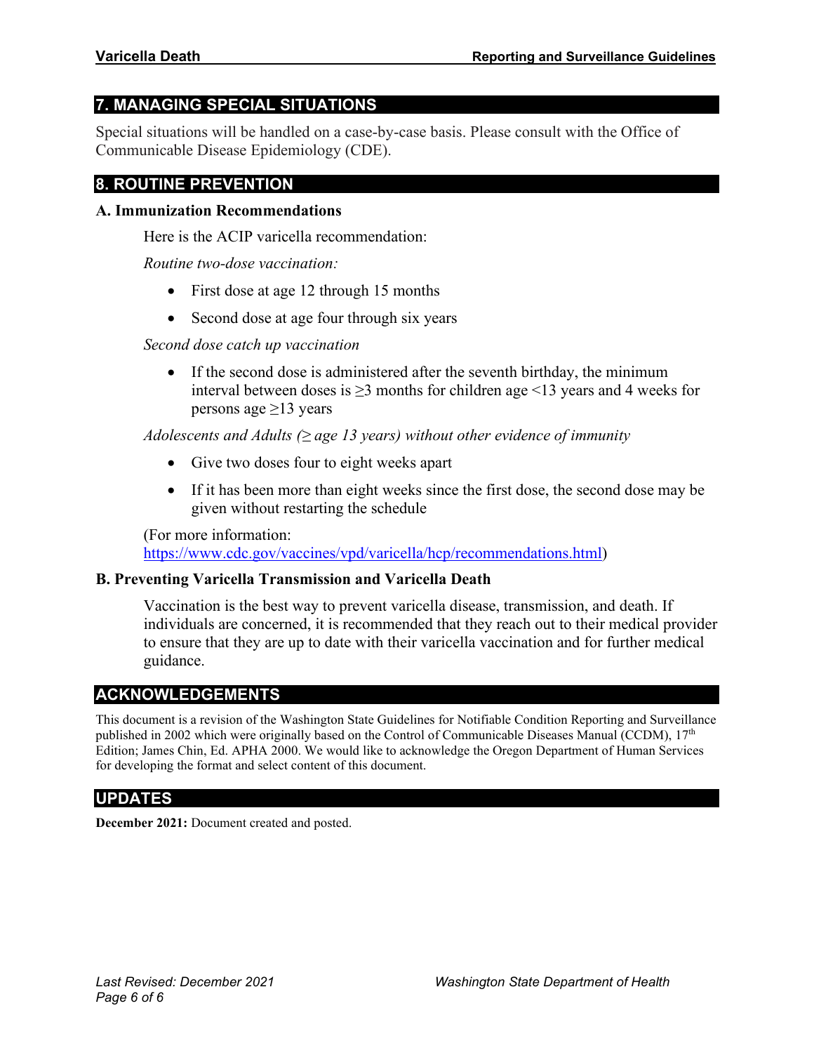## 7. MANAGING SPECIAL SITUATIONS

Special situations will be handled on a case-by-case basis. Please consult with the Office of Communicable Disease Epidemiology (CDE).

## 8. ROUTINE PREVENTION

### A. Immunization Recommendations

Here is the ACIP varicella recommendation:

*Routine two-dose vaccination:*

- First dose at age 12 through 15 months
- Second dose at age four through six years

*Second dose catch up vaccination*

- If the second dose is administered after the seventh birthday, the minimum interval between doses is ≥3 months for children age <13 years and 4 weeks for persons age ≥13 years

*Adolescents and Adults (≥ age 13 years) without other evidence of immunity*

- Give two doses four to eight weeks apart
- If it has been more than eight weeks since the first dose, the second dose may be given without restarting the schedule

(For more information: https://www.cdc.gov/vaccines/vpd/varicella/hcp/recommendations.html)

### B. Preventing Varicella Transmission and Varicella Death

Vaccination is the best way to prevent varicella disease, transmission, and death. If individuals are concerned, it is recommended that they reach out to their medical provider to ensure that they are up to date with their varicella vaccination and for further medical guidance.

## ACKNOWLEDGEMENTS

This document is a revision of the Washington State Guidelines for Notifiable Condition Reporting and Surveillance published in 2002 which were originally based on the Control of Communicable Diseases Manual (CCDM), 17th Edition; James Chin, Ed. APHA 2000. We would like to acknowledge the Oregon Department of Human Services for developing the format and select content of this document.

## UPDATES

**December 2021:** Document created and posted.